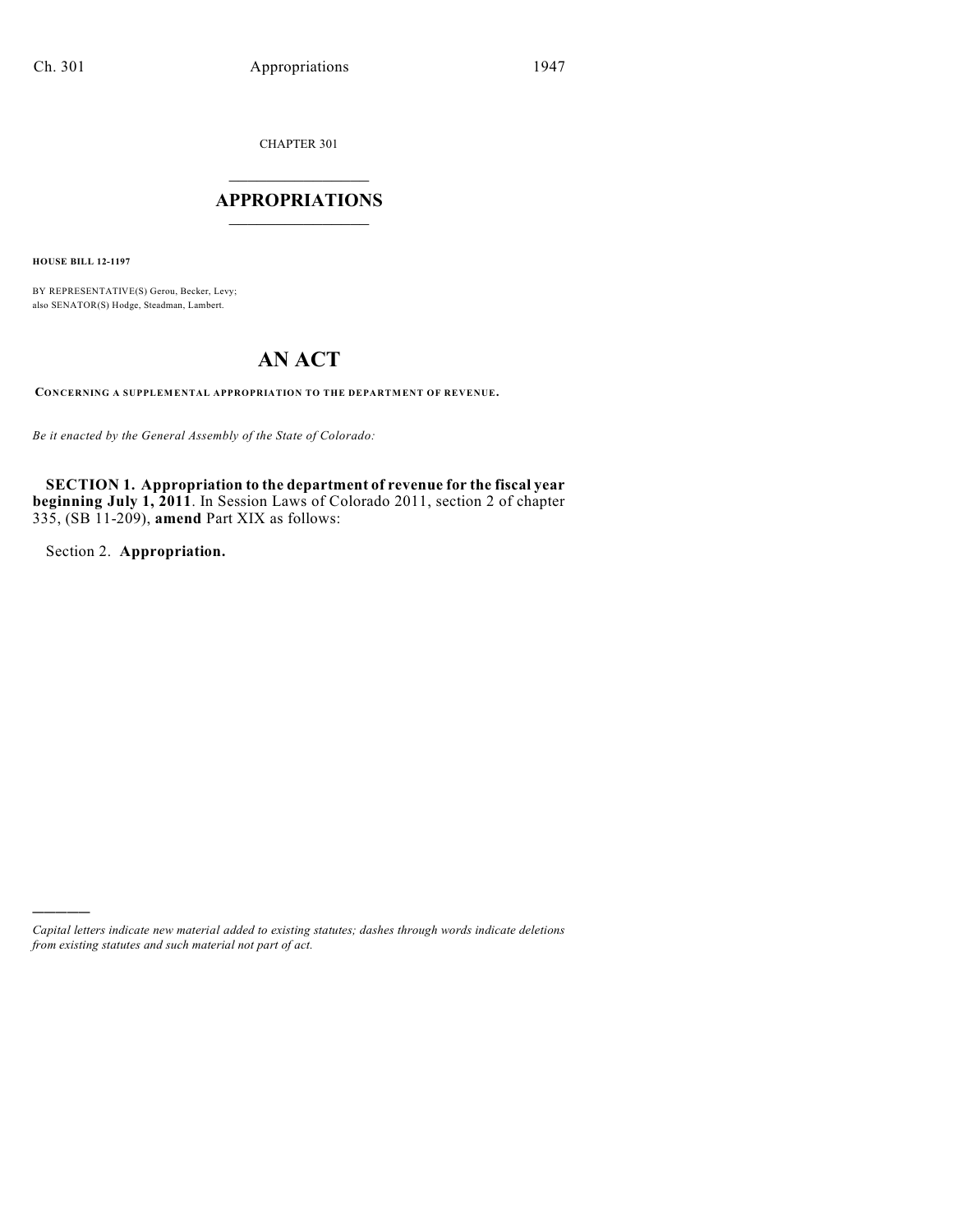CHAPTER 301

## APPROPRIATIONS

**HOUSE BILL 12-1197**

BY REPRESENTATIVE(S) Gerou, Becker, Levy;
also SENATOR(S) Hodge, Steadman, Lambert.

# AN ACT

**CONCERNING A SUPPLEMENTAL APPROPRIATION TO THE DEPARTMENT OF REVENUE.**

*Be it enacted by the General Assembly of the State of Colorado:*

**SECTION 1. Appropriation to the department of revenue for the fiscal year beginning July 1, 2011**. In Session Laws of Colorado 2011, section 2 of chapter 335, (SB 11-209), **amend** Part XIX as follows:

Section 2. **Appropriation.**

*Capital letters indicate new material added to existing statutes; dashes through words indicate deletions from existing statutes and such material not part of act.*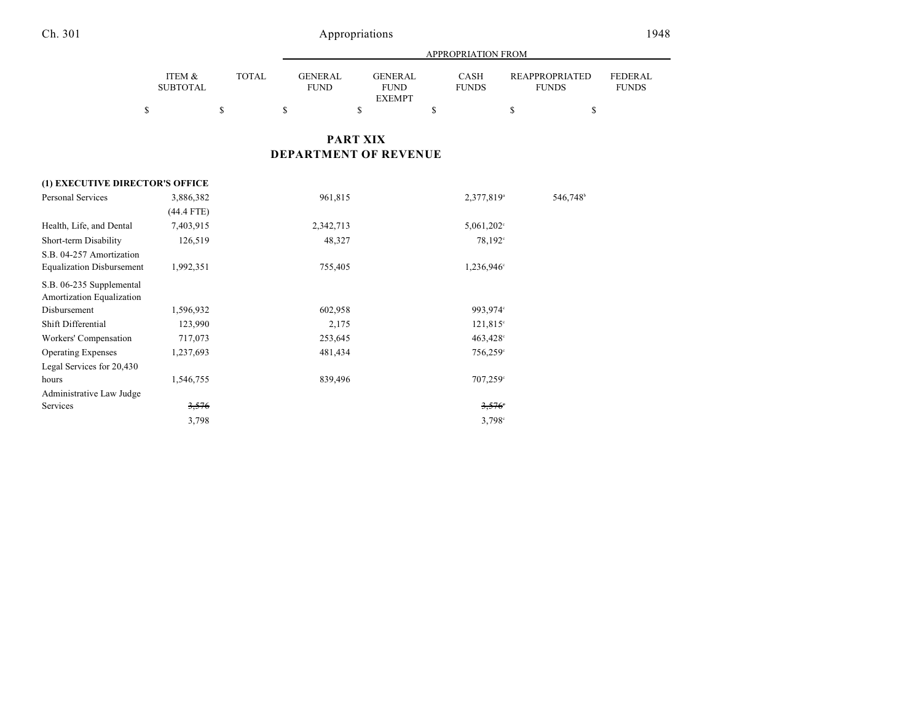| | ITEM & SUBTOTAL | TOTAL | APPROPRIATION FROM | | | | |
|---|---|---|---|---|---|---|---|
| | | | GENERAL FUND | GENERAL FUND EXEMPT | CASH FUNDS | REAPPROPRIATED FUNDS | FEDERAL FUNDS |
| | $ | $ | $ | $ | $ | $ | $ |

# PART XIX
# DEPARTMENT OF REVENUE

| | ITEM & SUBTOTAL | TOTAL | GENERAL FUND | GENERAL FUND EXEMPT | CASH FUNDS | REAPPROPRIATED FUNDS | FEDERAL FUNDS |
|---|---|---|---|---|---|---|---|
| **(1) EXECUTIVE DIRECTOR'S OFFICE** | | | | | | | |
| Personal Services | 3,886,382 | | 961,815 | | 2,377,819[a] | 546,748[b] | |
| | (44.4 FTE) | | | | | | |
| Health, Life, and Dental | 7,403,915 | | 2,342,713 | | 5,061,202[c] | | |
| Short-term Disability | 126,519 | | 48,327 | | 78,192[c] | | |
| S.B. 04-257 Amortization Equalization Disbursement | 1,992,351 | | 755,405 | | 1,236,946[c] | | |
| S.B. 06-235 Supplemental Amortization Equalization Disbursement | 1,596,932 | | 602,958 | | 993,974[c] | | |
| Shift Differential | 123,990 | | 2,175 | | 121,815[c] | | |
| Workers' Compensation | 717,073 | | 253,645 | | 463,428[c] | | |
| Operating Expenses | 1,237,693 | | 481,434 | | 756,259[c] | | |
| Legal Services for 20,430 hours | 1,546,755 | | 839,496 | | 707,259[c] | | |
| Administrative Law Judge Services | ~~3,576~~ | | | | ~~3,576[c]~~ | | |
| | 3,798 | | | | 3,798[c] | | |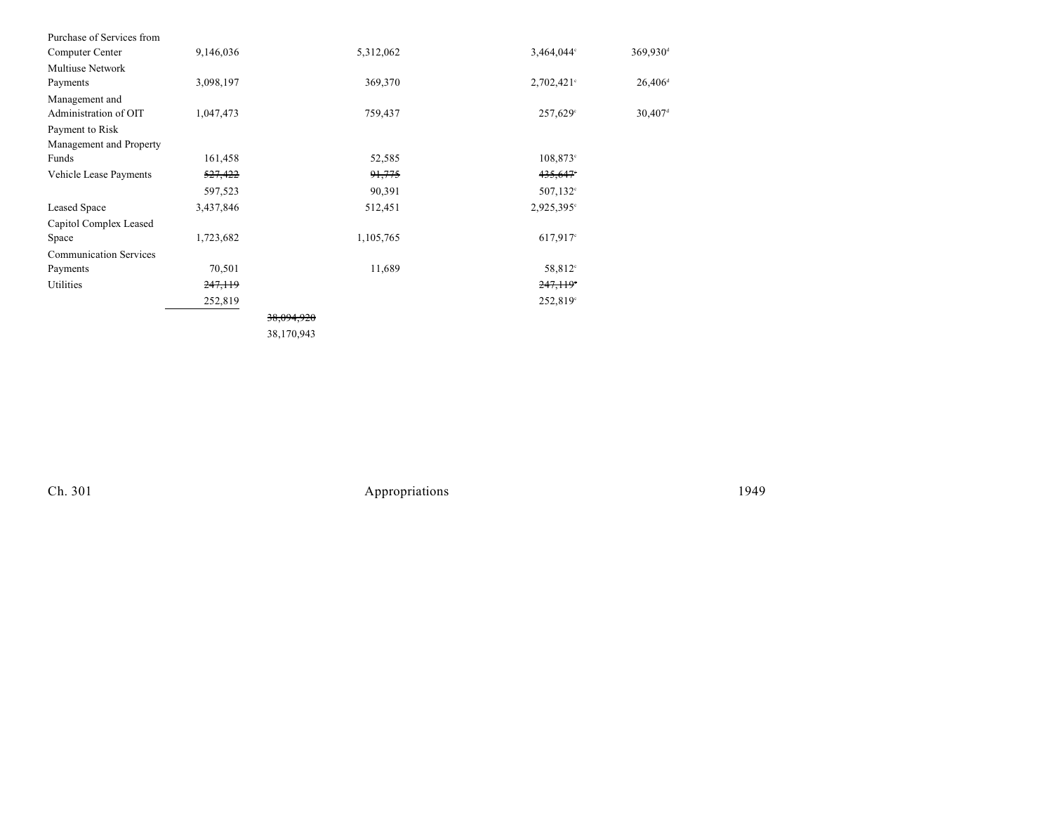| | | | | | |
|---|---|---|---|---|---|
| Purchase of Services from Computer Center | 9,146,036 | | 5,312,062 | 3,464,044[c] | 369,930[d] |
| Multiuse Network Payments | 3,098,197 | | 369,370 | 2,702,421[c] | 26,406[d] |
| Management and Administration of OIT | 1,047,473 | | 759,437 | 257,629[c] | 30,407[d] |
| Payment to Risk Management and Property Funds | 161,458 | | 52,585 | 108,873[c] | |
| Vehicle Lease Payments | ~~527,422~~ | | ~~91,775~~ | ~~435,647~~[c] | |
| | 597,523 | | 90,391 | 507,132[c] | |
| Leased Space | 3,437,846 | | 512,451 | 2,925,395[c] | |
| Capitol Complex Leased Space | 1,723,682 | | 1,105,765 | 617,917[c] | |
| Communication Services Payments | 70,501 | | 11,689 | 58,812[c] | |
| Utilities | ~~247,119~~ | | | ~~247,119~~[c] | |
| | 252,819 | | | 252,819[c] | |
| | | ~~38,094,920~~ | | | |
| | | 38,170,943 | | | |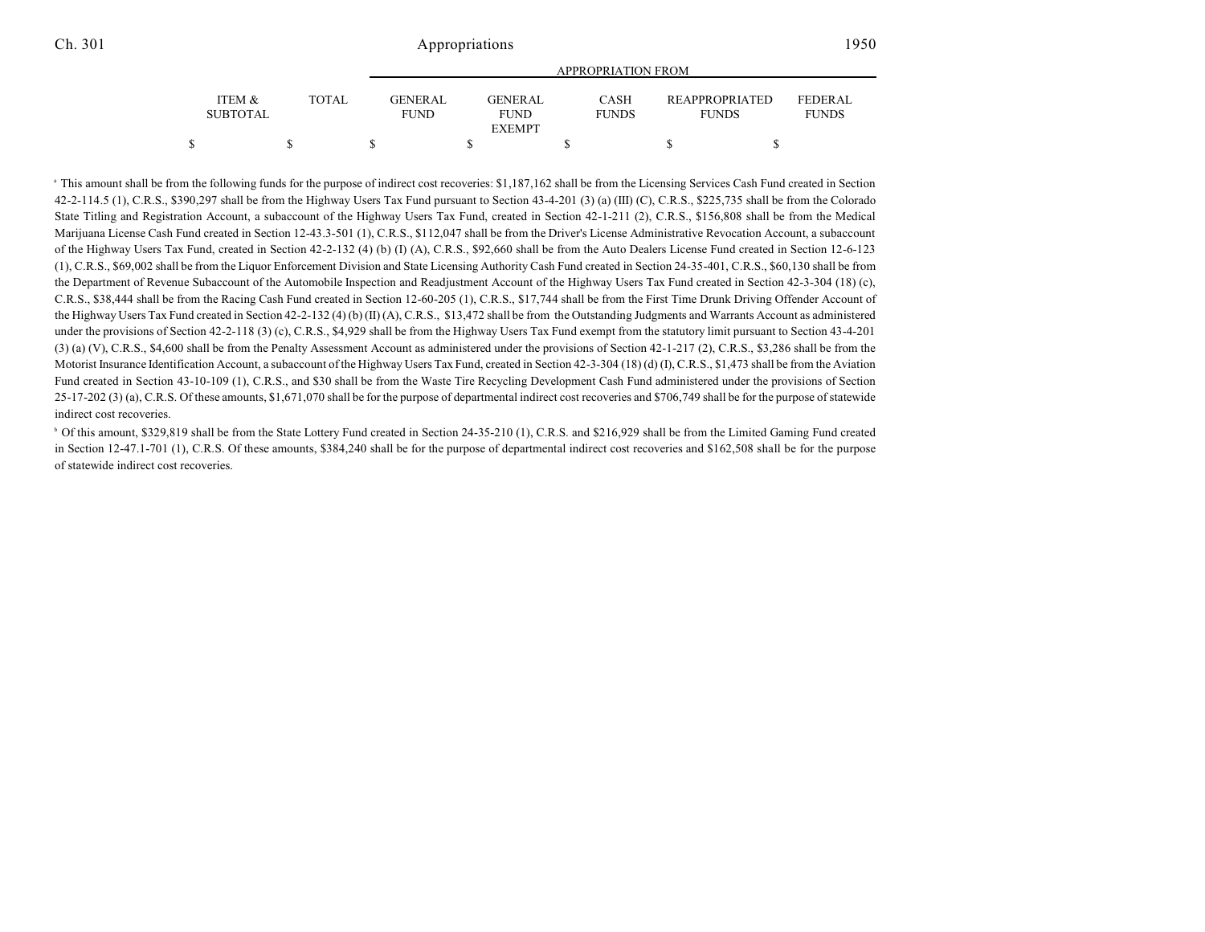| | | APPROPRIATION FROM | | | | |
|---|---|---|---|---|---|---|
| ITEM & SUBTOTAL | TOTAL | GENERAL FUND | GENERAL FUND EXEMPT | CASH FUNDS | REAPPROPRIATED FUNDS | FEDERAL FUNDS |
| $ | $ | $ | $ | $ | $ | $ |

[a] This amount shall be from the following funds for the purpose of indirect cost recoveries: $1,187,162 shall be from the Licensing Services Cash Fund created in Section 42-2-114.5 (1), C.R.S., $390,297 shall be from the Highway Users Tax Fund pursuant to Section 43-4-201 (3) (a) (III) (C), C.R.S., $225,735 shall be from the Colorado State Titling and Registration Account, a subaccount of the Highway Users Tax Fund, created in Section 42-1-211 (2), C.R.S., $156,808 shall be from the Medical Marijuana License Cash Fund created in Section 12-43.3-501 (1), C.R.S., $112,047 shall be from the Driver's License Administrative Revocation Account, a subaccount of the Highway Users Tax Fund, created in Section 42-2-132 (4) (b) (I) (A), C.R.S., $92,660 shall be from the Auto Dealers License Fund created in Section 12-6-123 (1), C.R.S., $69,002 shall be from the Liquor Enforcement Division and State Licensing Authority Cash Fund created in Section 24-35-401, C.R.S., $60,130 shall be from the Department of Revenue Subaccount of the Automobile Inspection and Readjustment Account of the Highway Users Tax Fund created in Section 42-3-304 (18) (c), C.R.S., $38,444 shall be from the Racing Cash Fund created in Section 12-60-205 (1), C.R.S., $17,744 shall be from the First Time Drunk Driving Offender Account of the Highway Users Tax Fund created in Section 42-2-132 (4) (b) (II) (A), C.R.S., $13,472 shall be from the Outstanding Judgments and Warrants Account as administered under the provisions of Section 42-2-118 (3) (c), C.R.S., $4,929 shall be from the Highway Users Tax Fund exempt from the statutory limit pursuant to Section 43-4-201 (3) (a) (V), C.R.S., $4,600 shall be from the Penalty Assessment Account as administered under the provisions of Section 42-1-217 (2), C.R.S., $3,286 shall be from the Motorist Insurance Identification Account, a subaccount of the Highway Users Tax Fund, created in Section 42-3-304 (18) (d) (I), C.R.S., $1,473 shall be from the Aviation Fund created in Section 43-10-109 (1), C.R.S., and $30 shall be from the Waste Tire Recycling Development Cash Fund administered under the provisions of Section 25-17-202 (3) (a), C.R.S. Of these amounts, $1,671,070 shall be for the purpose of departmental indirect cost recoveries and $706,749 shall be for the purpose of statewide indirect cost recoveries.

[b] Of this amount, $329,819 shall be from the State Lottery Fund created in Section 24-35-210 (1), C.R.S. and $216,929 shall be from the Limited Gaming Fund created in Section 12-47.1-701 (1), C.R.S. Of these amounts, $384,240 shall be for the purpose of departmental indirect cost recoveries and $162,508 shall be for the purpose of statewide indirect cost recoveries.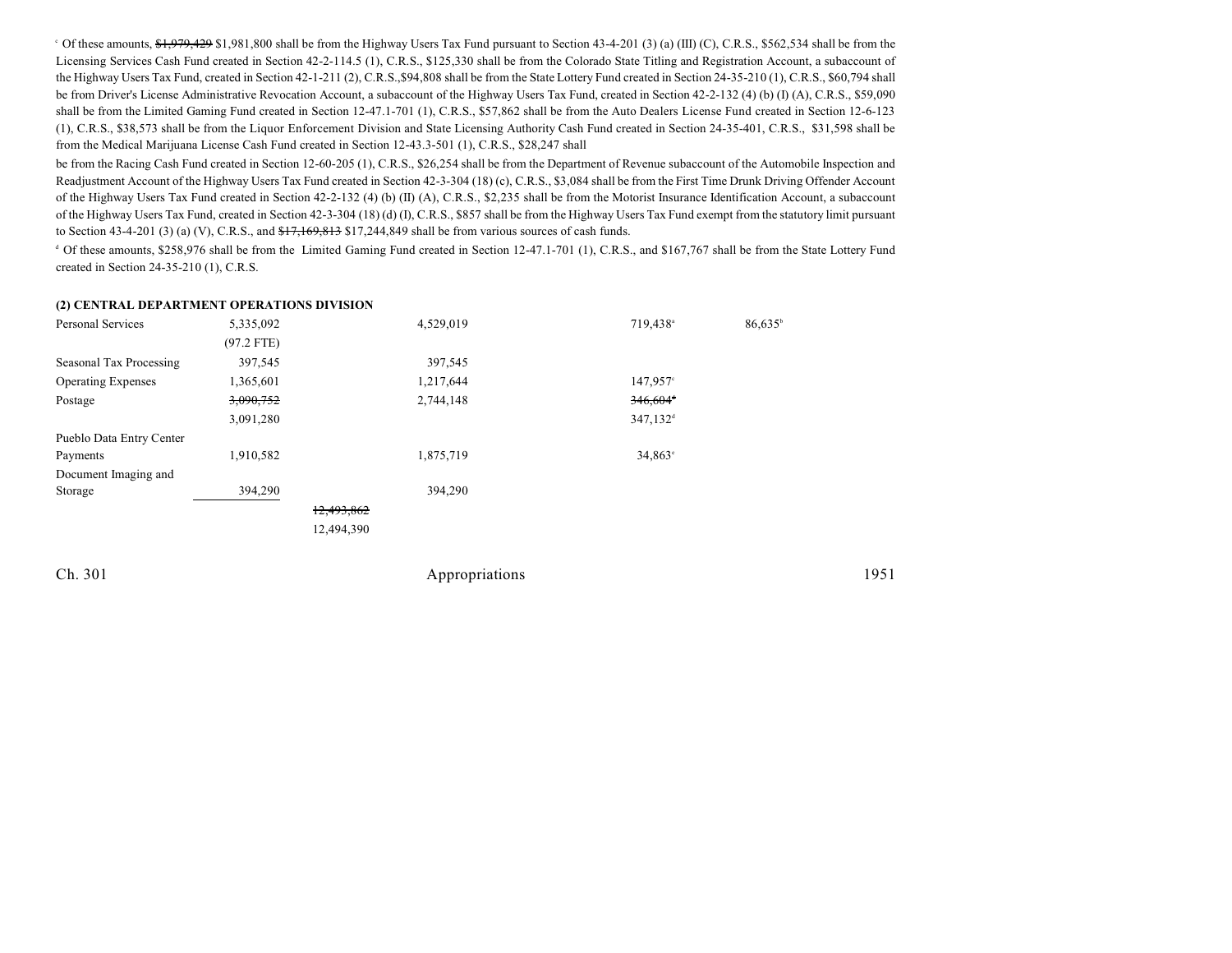[c] Of these amounts, ~~$1,979,429~~ $1,981,800 shall be from the Highway Users Tax Fund pursuant to Section 43-4-201 (3) (a) (III) (C), C.R.S., $562,534 shall be from the Licensing Services Cash Fund created in Section 42-2-114.5 (1), C.R.S., $125,330 shall be from the Colorado State Titling and Registration Account, a subaccount of the Highway Users Tax Fund, created in Section 42-1-211 (2), C.R.S.,$94,808 shall be from the State Lottery Fund created in Section 24-35-210 (1), C.R.S., $60,794 shall be from Driver's License Administrative Revocation Account, a subaccount of the Highway Users Tax Fund, created in Section 42-2-132 (4) (b) (I) (A), C.R.S., $59,090 shall be from the Limited Gaming Fund created in Section 12-47.1-701 (1), C.R.S., $57,862 shall be from the Auto Dealers License Fund created in Section 12-6-123 (1), C.R.S., $38,573 shall be from the Liquor Enforcement Division and State Licensing Authority Cash Fund created in Section 24-35-401, C.R.S., $31,598 shall be from the Medical Marijuana License Cash Fund created in Section 12-43.3-501 (1), C.R.S., $28,247 shall be from the Racing Cash Fund created in Section 12-60-205 (1), C.R.S., $26,254 shall be from the Department of Revenue subaccount of the Automobile Inspection and Readjustment Account of the Highway Users Tax Fund created in Section 42-3-304 (18) (c), C.R.S., $3,084 shall be from the First Time Drunk Driving Offender Account of the Highway Users Tax Fund created in Section 42-2-132 (4) (b) (II) (A), C.R.S., $2,235 shall be from the Motorist Insurance Identification Account, a subaccount of the Highway Users Tax Fund, created in Section 42-3-304 (18) (d) (I), C.R.S., $857 shall be from the Highway Users Tax Fund exempt from the statutory limit pursuant to Section 43-4-201 (3) (a) (V), C.R.S., and ~~$17,169,813~~ $17,244,849 shall be from various sources of cash funds.

[d] Of these amounts, $258,976 shall be from the Limited Gaming Fund created in Section 12-47.1-701 (1), C.R.S., and $167,767 shall be from the State Lottery Fund created in Section 24-35-210 (1), C.R.S.

**(2) CENTRAL DEPARTMENT OPERATIONS DIVISION**

| | | | | | |
|---|---|---|---|---|---|
| Personal Services | 5,335,092 | | 4,529,019 | 719,438[a] | 86,635[b] |
| | (97.2 FTE) | | | | |
| Seasonal Tax Processing | 397,545 | | 397,545 | | |
| Operating Expenses | 1,365,601 | | 1,217,644 | 147,957[c] | |
| Postage | ~~3,090,752~~ | | 2,744,148 | ~~346,604~~[c] | |
| | 3,091,280 | | | 347,132[d] | |
| Pueblo Data Entry Center Payments | 1,910,582 | | 1,875,719 | 34,863[c] | |
| Document Imaging and Storage | 394,290 | | 394,290 | | |
| | | ~~12,493,862~~ | | | |
| | | 12,494,390 | | | |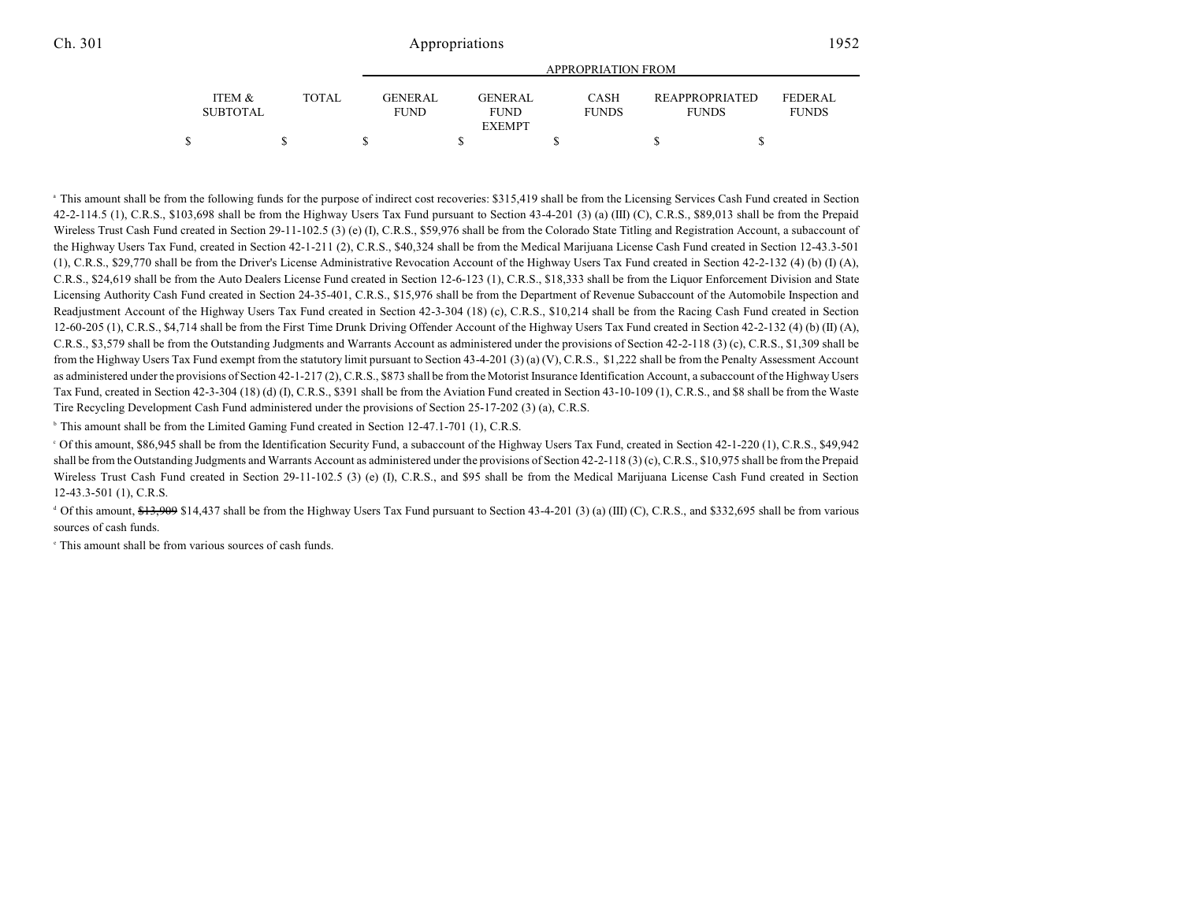| ITEM & SUBTOTAL | TOTAL | GENERAL FUND | GENERAL FUND EXEMPT | CASH FUNDS | REAPPROPRIATED FUNDS | FEDERAL FUNDS |
|---|---|---|---|---|---|---|
| $ | $ | $ | $ | $ | $ | $ |

[a] This amount shall be from the following funds for the purpose of indirect cost recoveries: $315,419 shall be from the Licensing Services Cash Fund created in Section 42-2-114.5 (1), C.R.S., $103,698 shall be from the Highway Users Tax Fund pursuant to Section 43-4-201 (3) (a) (III) (C), C.R.S., $89,013 shall be from the Prepaid Wireless Trust Cash Fund created in Section 29-11-102.5 (3) (e) (I), C.R.S., $59,976 shall be from the Colorado State Titling and Registration Account, a subaccount of the Highway Users Tax Fund, created in Section 42-1-211 (2), C.R.S., $40,324 shall be from the Medical Marijuana License Cash Fund created in Section 12-43.3-501 (1), C.R.S., $29,770 shall be from the Driver's License Administrative Revocation Account of the Highway Users Tax Fund created in Section 42-2-132 (4) (b) (I) (A), C.R.S., $24,619 shall be from the Auto Dealers License Fund created in Section 12-6-123 (1), C.R.S., $18,333 shall be from the Liquor Enforcement Division and State Licensing Authority Cash Fund created in Section 24-35-401, C.R.S., $15,976 shall be from the Department of Revenue Subaccount of the Automobile Inspection and Readjustment Account of the Highway Users Tax Fund created in Section 42-3-304 (18) (c), C.R.S., $10,214 shall be from the Racing Cash Fund created in Section 12-60-205 (1), C.R.S., $4,714 shall be from the First Time Drunk Driving Offender Account of the Highway Users Tax Fund created in Section 42-2-132 (4) (b) (II) (A), C.R.S., $3,579 shall be from the Outstanding Judgments and Warrants Account as administered under the provisions of Section 42-2-118 (3) (c), C.R.S., $1,309 shall be from the Highway Users Tax Fund exempt from the statutory limit pursuant to Section 43-4-201 (3) (a) (V), C.R.S., $1,222 shall be from the Penalty Assessment Account as administered under the provisions of Section 42-1-217 (2), C.R.S., $873 shall be from the Motorist Insurance Identification Account, a subaccount of the Highway Users Tax Fund, created in Section 42-3-304 (18) (d) (I), C.R.S., $391 shall be from the Aviation Fund created in Section 43-10-109 (1), C.R.S., and $8 shall be from the Waste Tire Recycling Development Cash Fund administered under the provisions of Section 25-17-202 (3) (a), C.R.S.

[b] This amount shall be from the Limited Gaming Fund created in Section 12-47.1-701 (1), C.R.S.

[c] Of this amount, $86,945 shall be from the Identification Security Fund, a subaccount of the Highway Users Tax Fund, created in Section 42-1-220 (1), C.R.S., $49,942 shall be from the Outstanding Judgments and Warrants Account as administered under the provisions of Section 42-2-118 (3) (c), C.R.S., $10,975 shall be from the Prepaid Wireless Trust Cash Fund created in Section 29-11-102.5 (3) (e) (I), C.R.S., and $95 shall be from the Medical Marijuana License Cash Fund created in Section 12-43.3-501 (1), C.R.S.

[d] Of this amount, ~~$13,909~~ $14,437 shall be from the Highway Users Tax Fund pursuant to Section 43-4-201 (3) (a) (III) (C), C.R.S., and $332,695 shall be from various sources of cash funds.

[e] This amount shall be from various sources of cash funds.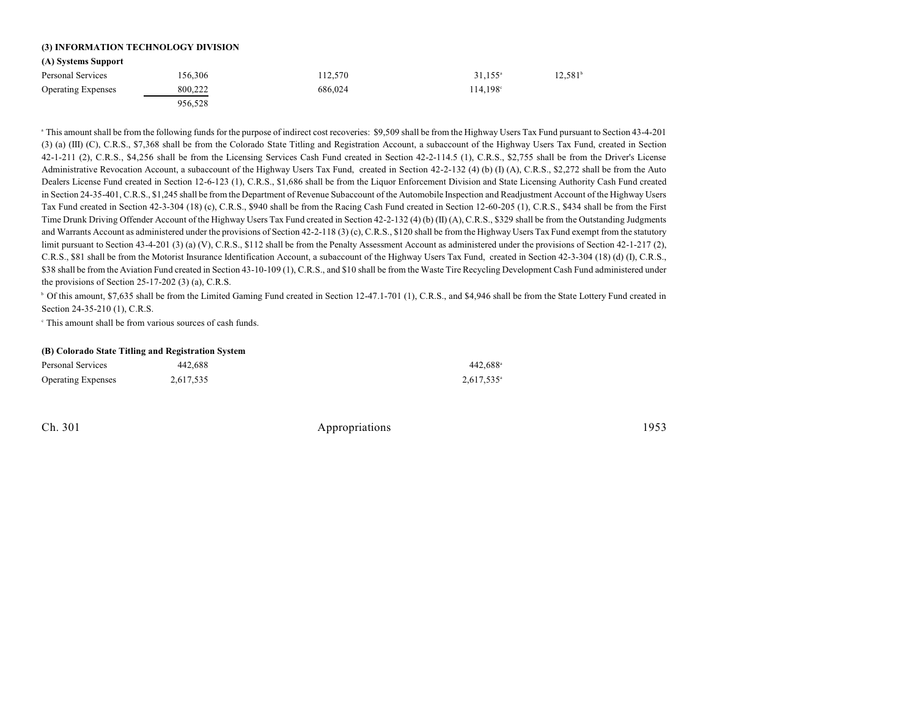### (3) INFORMATION TECHNOLOGY DIVISION

#### (A) Systems Support

| | | | | |
|---|---|---|---|---|
| Personal Services | 156,306 | 112,570 | 31,155[a] | 12,581[b] |
| Operating Expenses | 800,222 | 686,024 | 114,198[c] | |
| | 956,528 | | | |

[a] This amount shall be from the following funds for the purpose of indirect cost recoveries: $9,509 shall be from the Highway Users Tax Fund pursuant to Section 43-4-201 (3) (a) (III) (C), C.R.S., $7,368 shall be from the Colorado State Titling and Registration Account, a subaccount of the Highway Users Tax Fund, created in Section 42-1-211 (2), C.R.S., $4,256 shall be from the Licensing Services Cash Fund created in Section 42-2-114.5 (1), C.R.S., $2,755 shall be from the Driver's License Administrative Revocation Account, a subaccount of the Highway Users Tax Fund, created in Section 42-2-132 (4) (b) (I) (A), C.R.S., $2,272 shall be from the Auto Dealers License Fund created in Section 12-6-123 (1), C.R.S., $1,686 shall be from the Liquor Enforcement Division and State Licensing Authority Cash Fund created in Section 24-35-401, C.R.S., $1,245 shall be from the Department of Revenue Subaccount of the Automobile Inspection and Readjustment Account of the Highway Users Tax Fund created in Section 42-3-304 (18) (c), C.R.S., $940 shall be from the Racing Cash Fund created in Section 12-60-205 (1), C.R.S., $434 shall be from the First Time Drunk Driving Offender Account of the Highway Users Tax Fund created in Section 42-2-132 (4) (b) (II) (A), C.R.S., $329 shall be from the Outstanding Judgments and Warrants Account as administered under the provisions of Section 42-2-118 (3) (c), C.R.S., $120 shall be from the Highway Users Tax Fund exempt from the statutory limit pursuant to Section 43-4-201 (3) (a) (V), C.R.S., $112 shall be from the Penalty Assessment Account as administered under the provisions of Section 42-1-217 (2), C.R.S., $81 shall be from the Motorist Insurance Identification Account, a subaccount of the Highway Users Tax Fund, created in Section 42-3-304 (18) (d) (I), C.R.S., $38 shall be from the Aviation Fund created in Section 43-10-109 (1), C.R.S., and $10 shall be from the Waste Tire Recycling Development Cash Fund administered under the provisions of Section 25-17-202 (3) (a), C.R.S.

[b] Of this amount, $7,635 shall be from the Limited Gaming Fund created in Section 12-47.1-701 (1), C.R.S., and $4,946 shall be from the State Lottery Fund created in Section 24-35-210 (1), C.R.S.

[c] This amount shall be from various sources of cash funds.

#### (B) Colorado State Titling and Registration System

| | | | | |
|---|---|---|---|---|
| Personal Services | 442,688 | | 442,688[a] | |
| Operating Expenses | 2,617,535 | | 2,617,535[a] | |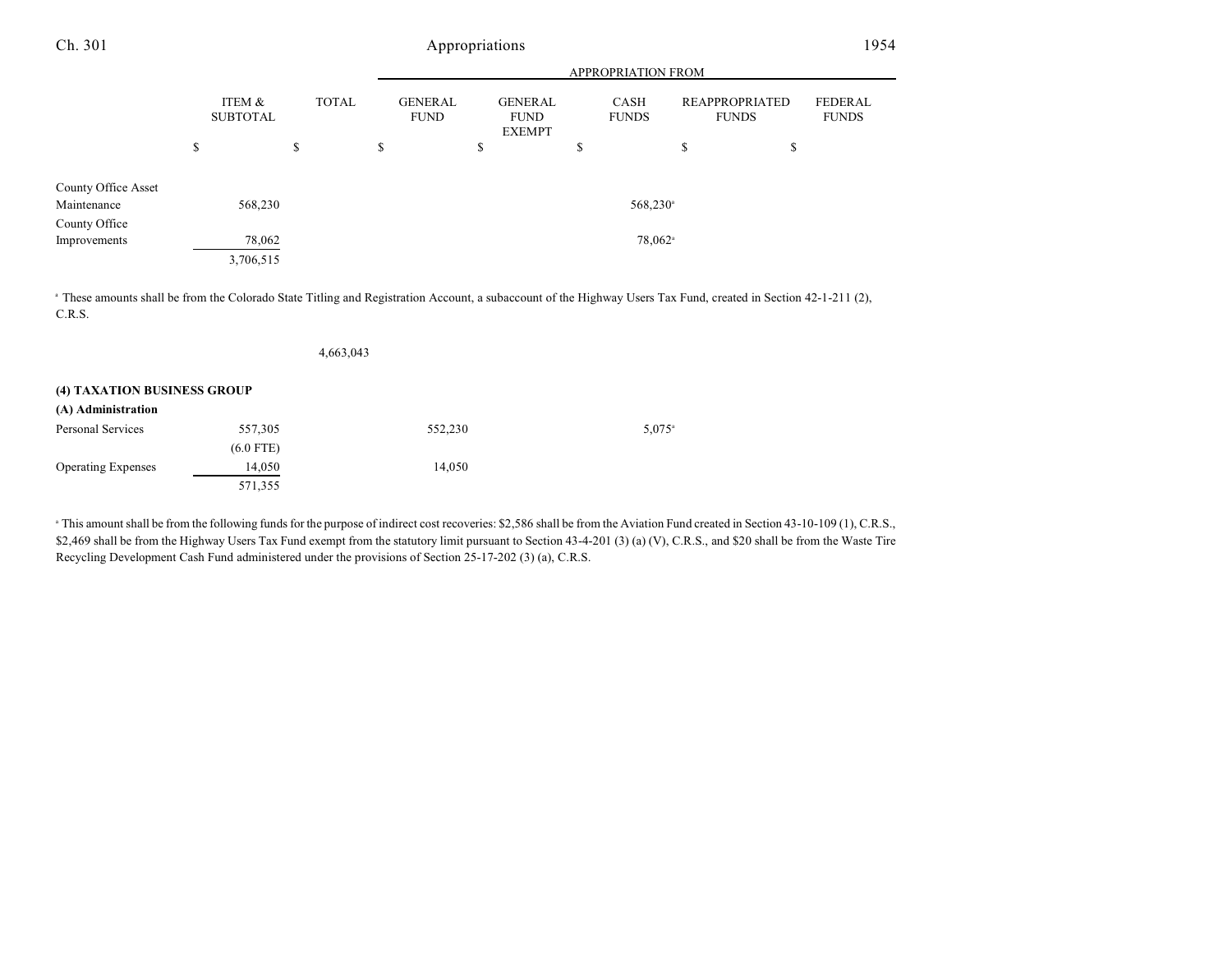| | ITEM & SUBTOTAL | TOTAL | GENERAL FUND | GENERAL FUND EXEMPT | CASH FUNDS | REAPPROPRIATED FUNDS | FEDERAL FUNDS |
|---|---|---|---|---|---|---|---|
| | | | APPROPRIATION FROM | | | | |
| | $ | $ | $ | $ | $ | $ | $ |
| County Office Asset Maintenance | 568,230 | | | | 568,230[a] | | |
| County Office Improvements | 78,062 | | | | 78,062[a] | | |
| | 3,706,515 | | | | | | |

[a] These amounts shall be from the Colorado State Titling and Registration Account, a subaccount of the Highway Users Tax Fund, created in Section 42-1-211 (2), C.R.S.

| | ITEM & SUBTOTAL | TOTAL | GENERAL FUND | GENERAL FUND EXEMPT | CASH FUNDS | REAPPROPRIATED FUNDS | FEDERAL FUNDS |
|---|---|---|---|---|---|---|---|
| | | 4,663,043 | | | | | |
| **(4) TAXATION BUSINESS GROUP** | | | | | | | |
| **(A) Administration** | | | | | | | |
| Personal Services | 557,305 | | 552,230 | | 5,075[a] | | |
| | (6.0 FTE) | | | | | | |
| Operating Expenses | 14,050 | | 14,050 | | | | |
| | 571,355 | | | | | | |

[a] This amount shall be from the following funds for the purpose of indirect cost recoveries: $2,586 shall be from the Aviation Fund created in Section 43-10-109 (1), C.R.S., $2,469 shall be from the Highway Users Tax Fund exempt from the statutory limit pursuant to Section 43-4-201 (3) (a) (V), C.R.S., and $20 shall be from the Waste Tire Recycling Development Cash Fund administered under the provisions of Section 25-17-202 (3) (a), C.R.S.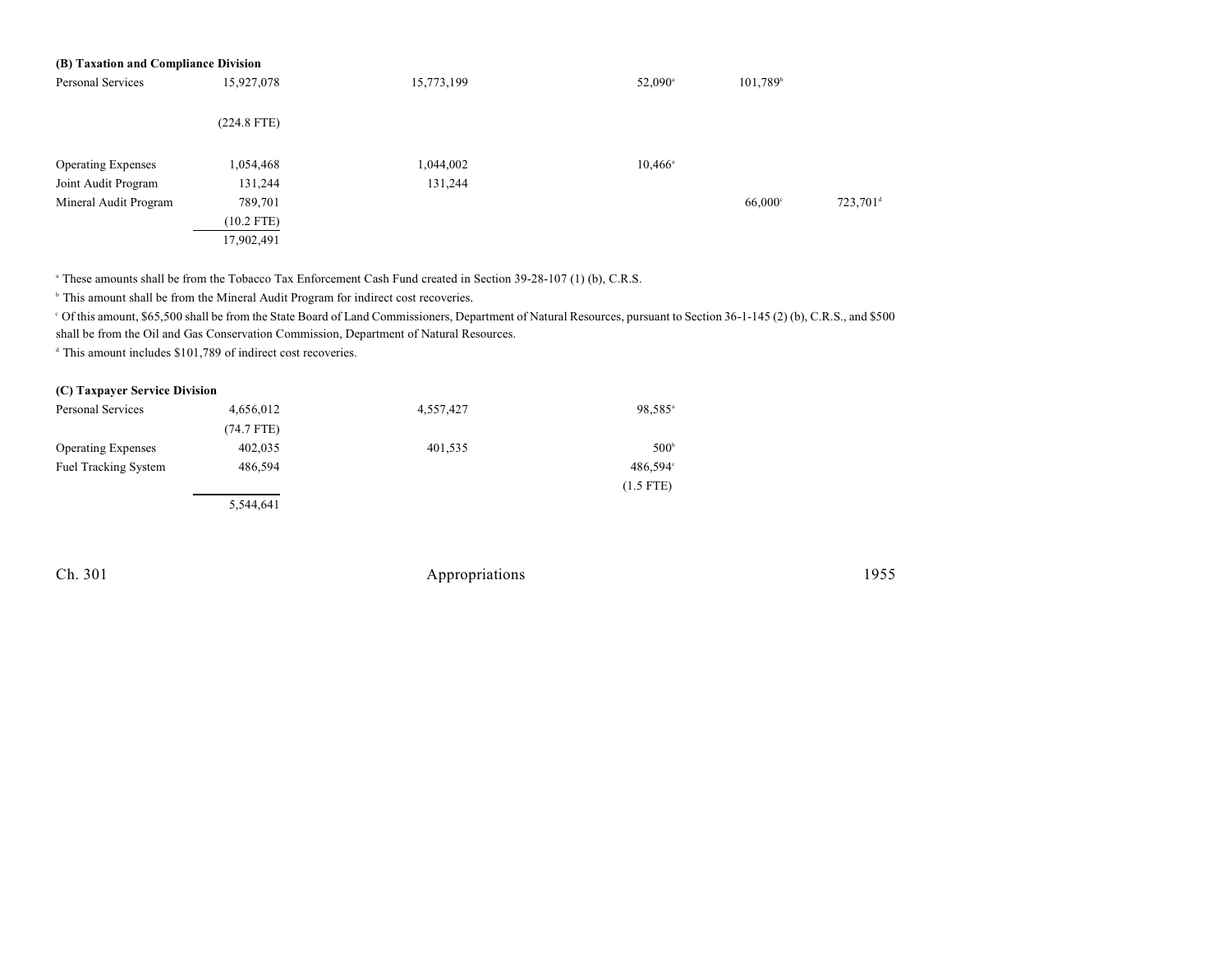**(B) Taxation and Compliance Division**

| | | | | | |
|---|---|---|---|---|---|
| Personal Services | 15,927,078 | 15,773,199 | 52,090[a] | 101,789[b] | |
| | (224.8 FTE) | | | | |
| Operating Expenses | 1,054,468 | 1,044,002 | 10,466[a] | | |
| Joint Audit Program | 131,244 | 131,244 | | | |
| Mineral Audit Program | 789,701 | | | 66,000[c] | 723,701[d] |
| | (10.2 FTE) | | | | |
| | 17,902,491 | | | | |

[a] These amounts shall be from the Tobacco Tax Enforcement Cash Fund created in Section 39-28-107 (1) (b), C.R.S.

[b] This amount shall be from the Mineral Audit Program for indirect cost recoveries.

[c] Of this amount, $65,500 shall be from the State Board of Land Commissioners, Department of Natural Resources, pursuant to Section 36-1-145 (2) (b), C.R.S., and $500 shall be from the Oil and Gas Conservation Commission, Department of Natural Resources.

[d] This amount includes $101,789 of indirect cost recoveries.

**(C) Taxpayer Service Division**

| | | | |
|---|---|---|---|
| Personal Services | 4,656,012 | 4,557,427 | 98,585[a] |
| | (74.7 FTE) | | |
| Operating Expenses | 402,035 | 401,535 | 500[b] |
| Fuel Tracking System | 486,594 | | 486,594[c] |
| | | | (1.5 FTE) |
| | 5,544,641 | | |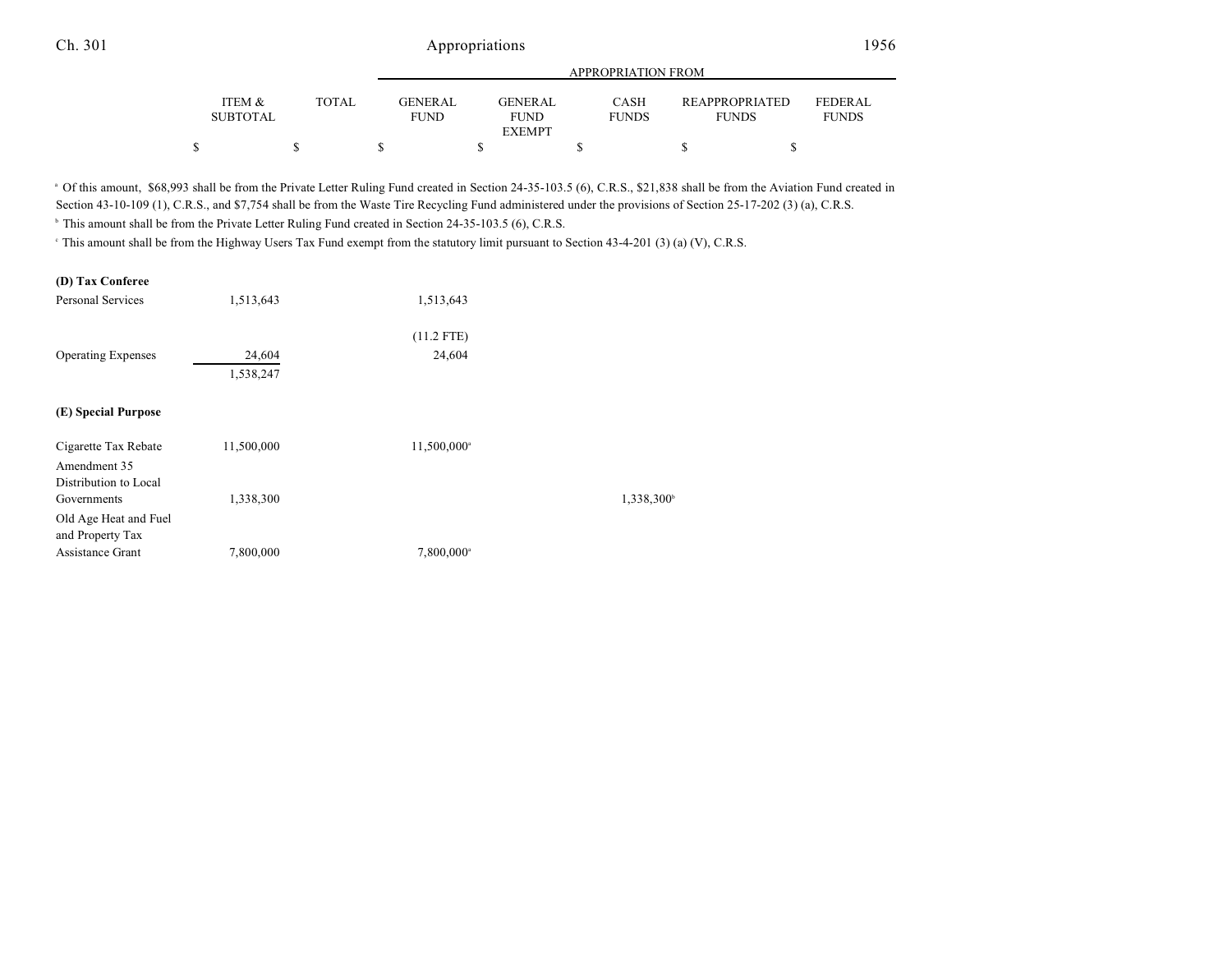| | ITEM & SUBTOTAL | TOTAL | APPROPRIATION FROM | | | | |
|---|---|---|---|---|---|---|---|
| | | | GENERAL FUND | GENERAL FUND EXEMPT | CASH FUNDS | REAPPROPRIATED FUNDS | FEDERAL FUNDS |
| | $ | $ | $ | $ | $ | $ | $ |

[a] Of this amount, $68,993 shall be from the Private Letter Ruling Fund created in Section 24-35-103.5 (6), C.R.S., $21,838 shall be from the Aviation Fund created in Section 43-10-109 (1), C.R.S., and $7,754 shall be from the Waste Tire Recycling Fund administered under the provisions of Section 25-17-202 (3) (a), C.R.S.

[b] This amount shall be from the Private Letter Ruling Fund created in Section 24-35-103.5 (6), C.R.S.

[c] This amount shall be from the Highway Users Tax Fund exempt from the statutory limit pursuant to Section 43-4-201 (3) (a) (V), C.R.S.

| | ITEM & SUBTOTAL | TOTAL | GENERAL FUND | GENERAL FUND EXEMPT | CASH FUNDS | REAPPROPRIATED FUNDS | FEDERAL FUNDS |
|---|---|---|---|---|---|---|---|
| **(D) Tax Conferee** | | | | | | | |
| Personal Services | 1,513,643 | | 1,513,643 | | | | |
| | | | (11.2 FTE) | | | | |
| Operating Expenses | 24,604 | | 24,604 | | | | |
| | 1,538,247 | | | | | | |
| **(E) Special Purpose** | | | | | | | |
| Cigarette Tax Rebate | 11,500,000 | | 11,500,000[a] | | | | |
| Amendment 35 Distribution to Local Governments | 1,338,300 | | | | 1,338,300[b] | | |
| Old Age Heat and Fuel and Property Tax Assistance Grant | 7,800,000 | | 7,800,000[a] | | | | |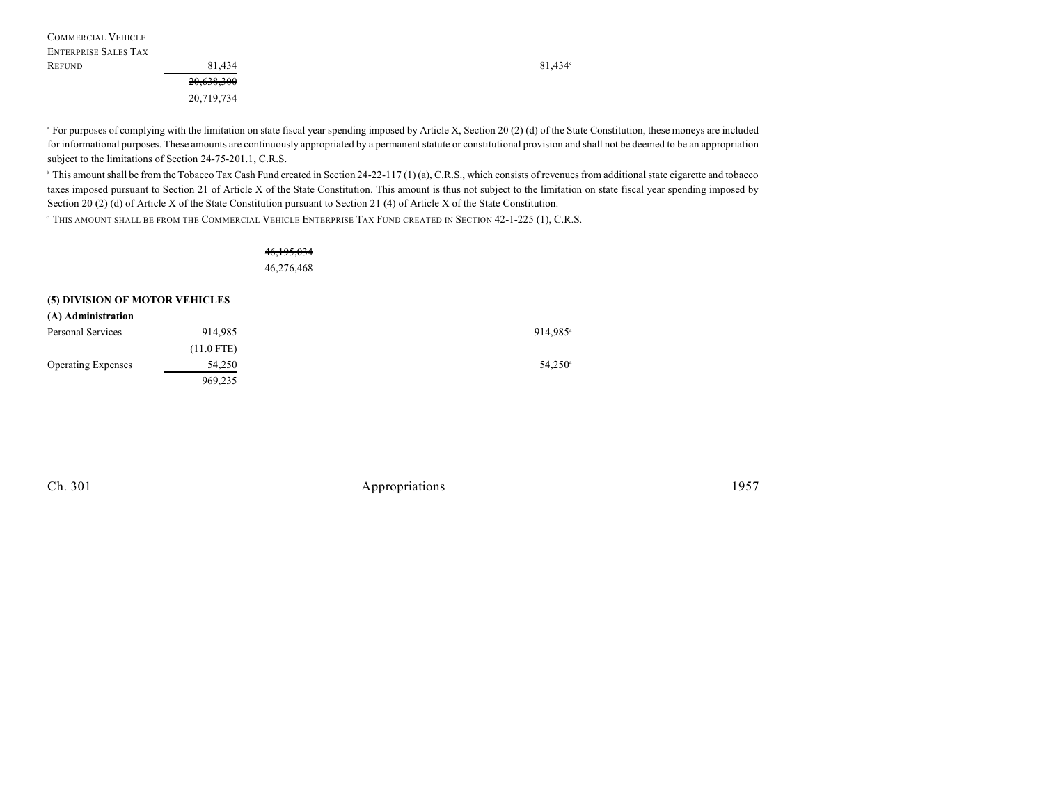| | | | | | | |
|---|---|---|---|---|---|---|
| COMMERCIAL VEHICLE ENTERPRISE SALES TAX REFUND | 81,434 | | | | 81,434[c] | |
| | ~~20,638,300~~ | | | | | |
| | 20,719,734 | | | | | |

[a] For purposes of complying with the limitation on state fiscal year spending imposed by Article X, Section 20 (2) (d) of the State Constitution, these moneys are included for informational purposes. These amounts are continuously appropriated by a permanent statute or constitutional provision and shall not be deemed to be an appropriation subject to the limitations of Section 24-75-201.1, C.R.S.

[b] This amount shall be from the Tobacco Tax Cash Fund created in Section 24-22-117 (1) (a), C.R.S., which consists of revenues from additional state cigarette and tobacco taxes imposed pursuant to Section 21 of Article X of the State Constitution. This amount is thus not subject to the limitation on state fiscal year spending imposed by Section 20 (2) (d) of Article X of the State Constitution pursuant to Section 21 (4) of Article X of the State Constitution.

[c] THIS AMOUNT SHALL BE FROM THE COMMERCIAL VEHICLE ENTERPRISE TAX FUND CREATED IN SECTION 42-1-225 (1), C.R.S.

| | | | | | | |
|---|---|---|---|---|---|---|
| | | ~~46,195,034~~ | | | | |
| | | 46,276,468 | | | | |

**(5) DIVISION OF MOTOR VEHICLES**

**(A) Administration**

| | | | | | | |
|---|---|---|---|---|---|---|
| Personal Services | 914,985 | | | | 914,985[a] | |
| | (11.0 FTE) | | | | | |
| Operating Expenses | 54,250 | | | | 54,250[a] | |
| | 969,235 | | | | | |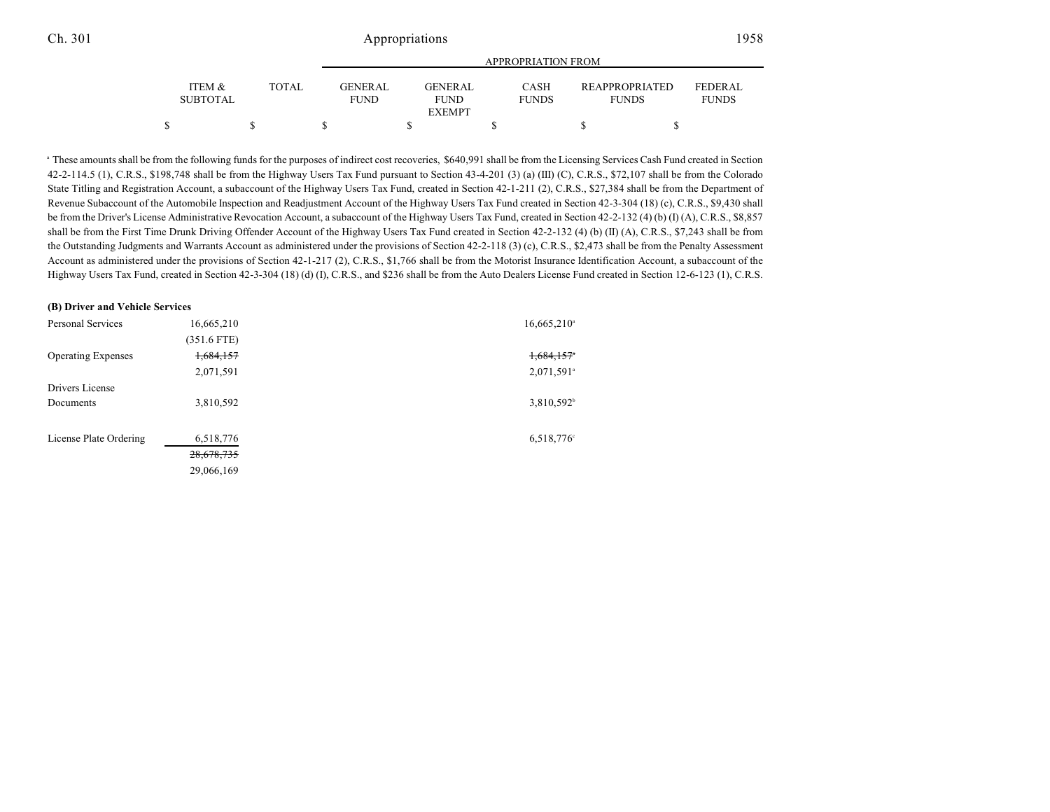| | ITEM & SUBTOTAL | TOTAL | GENERAL FUND | GENERAL FUND EXEMPT | CASH FUNDS | REAPPROPRIATED FUNDS | FEDERAL FUNDS |
|---|---|---|---|---|---|---|---|
| | $ | $ | $ | $ | $ | $ | $ |

[a] These amounts shall be from the following funds for the purposes of indirect cost recoveries, $640,991 shall be from the Licensing Services Cash Fund created in Section 42-2-114.5 (1), C.R.S., $198,748 shall be from the Highway Users Tax Fund pursuant to Section 43-4-201 (3) (a) (III) (C), C.R.S., $72,107 shall be from the Colorado State Titling and Registration Account, a subaccount of the Highway Users Tax Fund, created in Section 42-1-211 (2), C.R.S., $27,384 shall be from the Department of Revenue Subaccount of the Automobile Inspection and Readjustment Account of the Highway Users Tax Fund created in Section 42-3-304 (18) (c), C.R.S., $9,430 shall be from the Driver's License Administrative Revocation Account, a subaccount of the Highway Users Tax Fund, created in Section 42-2-132 (4) (b) (I) (A), C.R.S., $8,857 shall be from the First Time Drunk Driving Offender Account of the Highway Users Tax Fund created in Section 42-2-132 (4) (b) (II) (A), C.R.S., $7,243 shall be from the Outstanding Judgments and Warrants Account as administered under the provisions of Section 42-2-118 (3) (c), C.R.S., $2,473 shall be from the Penalty Assessment Account as administered under the provisions of Section 42-1-217 (2), C.R.S., $1,766 shall be from the Motorist Insurance Identification Account, a subaccount of the Highway Users Tax Fund, created in Section 42-3-304 (18) (d) (I), C.R.S., and $236 shall be from the Auto Dealers License Fund created in Section 12-6-123 (1), C.R.S.

**(B) Driver and Vehicle Services**

| | ITEM & SUBTOTAL | TOTAL | GENERAL FUND | GENERAL FUND EXEMPT | CASH FUNDS | REAPPROPRIATED FUNDS | FEDERAL FUNDS |
|---|---|---|---|---|---|---|---|
| Personal Services | 16,665,210 | | | | 16,665,210[a] | | |
| | (351.6 FTE) | | | | | | |
| Operating Expenses | ~~1,684,157~~ | | | | ~~1,684,157~~[a] | | |
| | 2,071,591 | | | | 2,071,591[a] | | |
| Drivers License Documents | 3,810,592 | | | | 3,810,592[b] | | |
| License Plate Ordering | 6,518,776 | | | | 6,518,776[c] | | |
| | ~~28,678,735~~ | | | | | | |
| | 29,066,169 | | | | | | |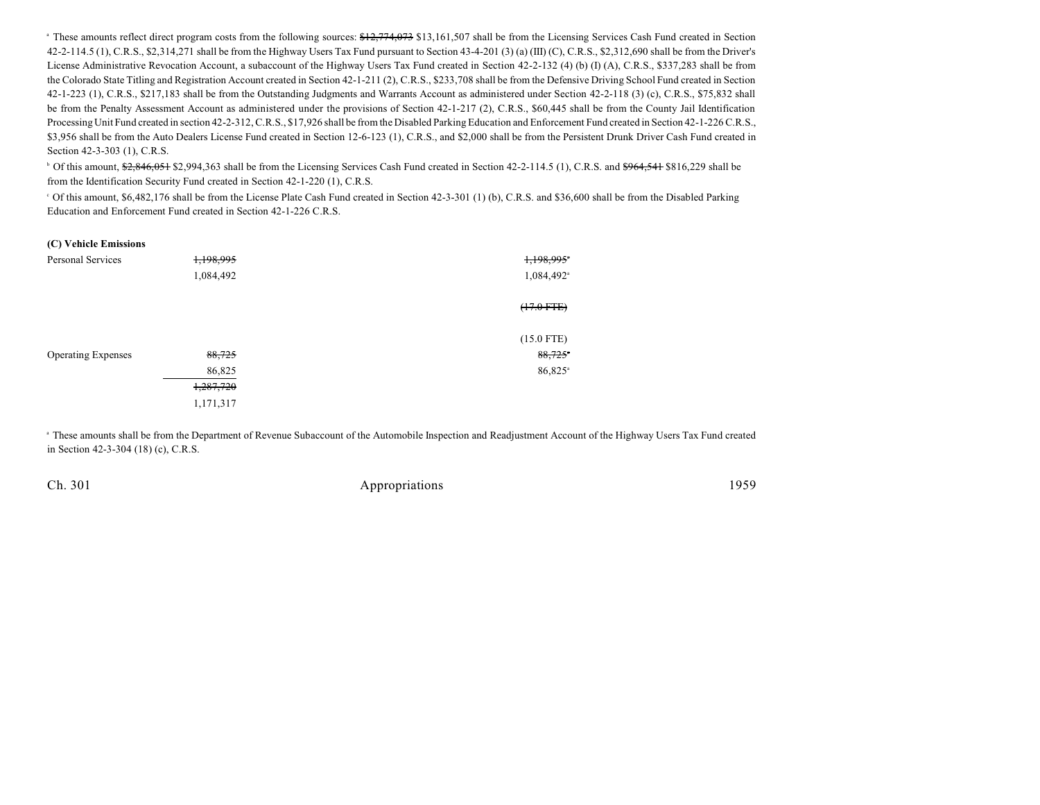[a] These amounts reflect direct program costs from the following sources: ~~$12,774,073~~ $13,161,507 shall be from the Licensing Services Cash Fund created in Section 42-2-114.5 (1), C.R.S., $2,314,271 shall be from the Highway Users Tax Fund pursuant to Section 43-4-201 (3) (a) (III) (C), C.R.S., $2,312,690 shall be from the Driver's License Administrative Revocation Account, a subaccount of the Highway Users Tax Fund created in Section 42-2-132 (4) (b) (I) (A), C.R.S., $337,283 shall be from the Colorado State Titling and Registration Account created in Section 42-1-211 (2), C.R.S., $233,708 shall be from the Defensive Driving School Fund created in Section 42-1-223 (1), C.R.S., $217,183 shall be from the Outstanding Judgments and Warrants Account as administered under Section 42-2-118 (3) (c), C.R.S., $75,832 shall be from the Penalty Assessment Account as administered under the provisions of Section 42-1-217 (2), C.R.S., $60,445 shall be from the County Jail Identification Processing Unit Fund created in section 42-2-312, C.R.S., $17,926 shall be from the Disabled Parking Education and Enforcement Fund created in Section 42-1-226 C.R.S., $3,956 shall be from the Auto Dealers License Fund created in Section 12-6-123 (1), C.R.S., and $2,000 shall be from the Persistent Drunk Driver Cash Fund created in Section 42-3-303 (1), C.R.S.

[b] Of this amount, ~~$2,846,051~~ $2,994,363 shall be from the Licensing Services Cash Fund created in Section 42-2-114.5 (1), C.R.S. and ~~$964,541~~ $816,229 shall be from the Identification Security Fund created in Section 42-1-220 (1), C.R.S.

[c] Of this amount, $6,482,176 shall be from the License Plate Cash Fund created in Section 42-3-301 (1) (b), C.R.S. and $36,600 shall be from the Disabled Parking Education and Enforcement Fund created in Section 42-1-226 C.R.S.

**(C) Vehicle Emissions**

| | | |
|---|---|---|
| Personal Services | ~~1,198,995~~ | ~~1,198,995~~[a] |
| | 1,084,492 | 1,084,492[a] |
| | | ~~(17.0 FTE)~~ |
| | | (15.0 FTE) |
| Operating Expenses | ~~88,725~~ | ~~88,725~~[a] |
| | 86,825 | 86,825[a] |
| | ~~1,287,720~~ | |
| | 1,171,317 | |

[a] These amounts shall be from the Department of Revenue Subaccount of the Automobile Inspection and Readjustment Account of the Highway Users Tax Fund created in Section 42-3-304 (18) (c), C.R.S.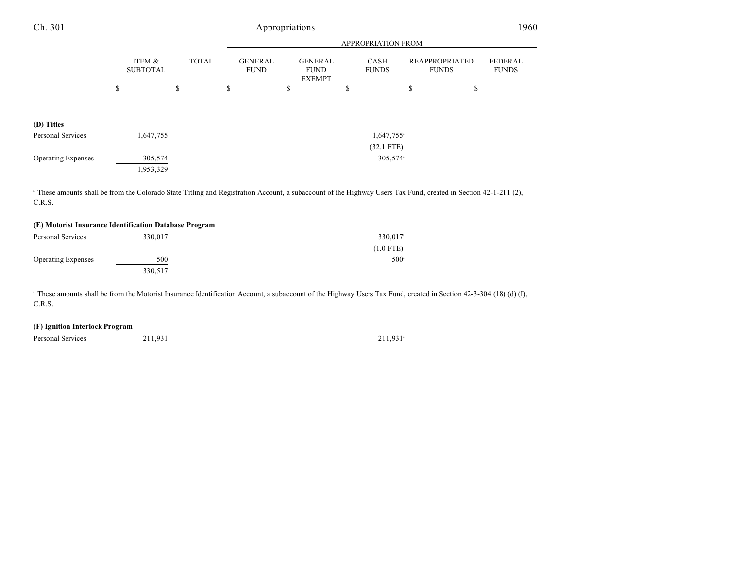| | ITEM & SUBTOTAL | TOTAL | APPROPRIATION FROM GENERAL FUND | GENERAL FUND EXEMPT | CASH FUNDS | REAPPROPRIATED FUNDS | FEDERAL FUNDS |
|---|---|---|---|---|---|---|---|
| | $ | $ | $ | $ | $ | $ | $ |
| **(D) Titles** | | | | | | | |
| Personal Services | 1,647,755 | | | | 1,647,755[a] | | |
| | | | | | (32.1 FTE) | | |
| Operating Expenses | 305,574 | | | | 305,574[a] | | |
| | 1,953,329 | | | | | | |

[a] These amounts shall be from the Colorado State Titling and Registration Account, a subaccount of the Highway Users Tax Fund, created in Section 42-1-211 (2), C.R.S.

| | ITEM & SUBTOTAL | TOTAL | GENERAL FUND | GENERAL FUND EXEMPT | CASH FUNDS | REAPPROPRIATED FUNDS | FEDERAL FUNDS |
|---|---|---|---|---|---|---|---|
| **(E) Motorist Insurance Identification Database Program** | | | | | | | |
| Personal Services | 330,017 | | | | 330,017[a] | | |
| | | | | | (1.0 FTE) | | |
| Operating Expenses | 500 | | | | 500[a] | | |
| | 330,517 | | | | | | |

[a] These amounts shall be from the Motorist Insurance Identification Account, a subaccount of the Highway Users Tax Fund, created in Section 42-3-304 (18) (d) (I), C.R.S.

| | ITEM & SUBTOTAL | TOTAL | GENERAL FUND | GENERAL FUND EXEMPT | CASH FUNDS | REAPPROPRIATED FUNDS | FEDERAL FUNDS |
|---|---|---|---|---|---|---|---|
| **(F) Ignition Interlock Program** | | | | | | | |
| Personal Services | 211,931 | | | | 211,931[a] | | |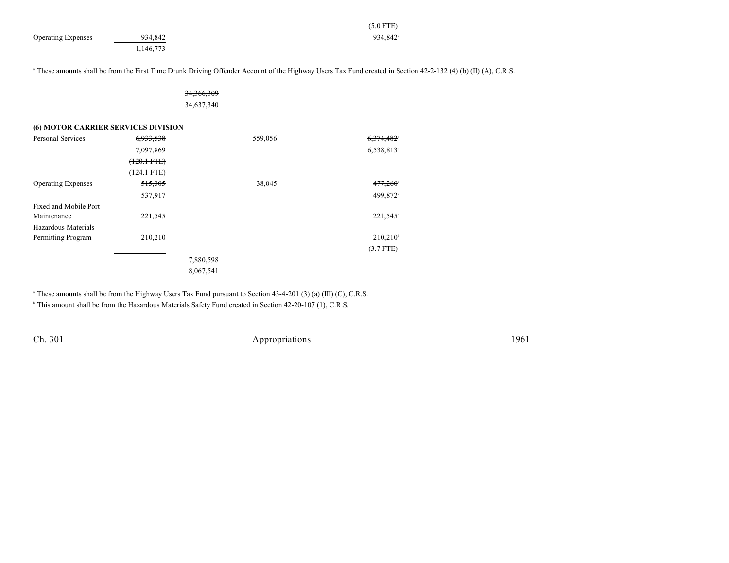| | | | | |
|---|---|---|---|---|
| | | | | (5.0 FTE) |
| Operating Expenses | 934,842 | | | 934,842[a] |
| | 1,146,773 | | | |

[a] These amounts shall be from the First Time Drunk Driving Offender Account of the Highway Users Tax Fund created in Section 42-2-132 (4) (b) (II) (A), C.R.S.

| | | | | |
|---|---|---|---|---|
| | | ~~34,366,309~~ | | |
| | | 34,637,340 | | |

**(6) MOTOR CARRIER SERVICES DIVISION**

| | | | | |
|---|---|---|---|---|
| Personal Services | ~~6,933,538~~ | | 559,056 | ~~6,374,482~~[a] |
| | 7,097,869 | | | 6,538,813[a] |
| | ~~(120.1 FTE)~~ | | | |
| | (124.1 FTE) | | | |
| Operating Expenses | ~~515,305~~ | | 38,045 | ~~477,260~~[a] |
| | 537,917 | | | 499,872[a] |
| Fixed and Mobile Port Maintenance | 221,545 | | | 221,545[a] |
| Hazardous Materials Permitting Program | 210,210 | | | 210,210[b] |
| | | | | (3.7 FTE) |
| | | ~~7,880,598~~ | | |
| | | 8,067,541 | | |

[a] These amounts shall be from the Highway Users Tax Fund pursuant to Section 43-4-201 (3) (a) (III) (C), C.R.S.

[b] This amount shall be from the Hazardous Materials Safety Fund created in Section 42-20-107 (1), C.R.S.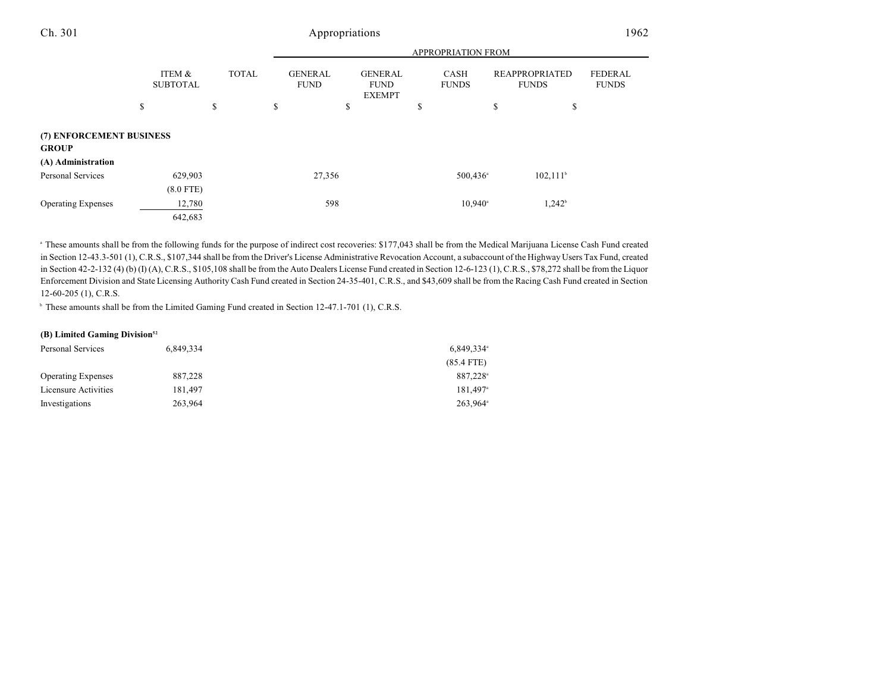| | ITEM & SUBTOTAL | TOTAL | GENERAL FUND | GENERAL FUND EXEMPT | CASH FUNDS | REAPPROPRIATED FUNDS | FEDERAL FUNDS |
|---|---|---|---|---|---|---|---|
| | | | APPROPRIATION FROM | | | | |
| | $ | $ | $ | $ | $ | $ | $ |
| **(7) ENFORCEMENT BUSINESS GROUP** | | | | | | | |
| **(A) Administration** | | | | | | | |
| Personal Services | 629,903 | | 27,356 | | 500,436[a] | 102,111[b] | |
| | (8.0 FTE) | | | | | | |
| Operating Expenses | 12,780 | | 598 | | 10,940[a] | 1,242[b] | |
| | 642,683 | | | | | | |

[a] These amounts shall be from the following funds for the purpose of indirect cost recoveries: $177,043 shall be from the Medical Marijuana License Cash Fund created in Section 12-43.3-501 (1), C.R.S., $107,344 shall be from the Driver's License Administrative Revocation Account, a subaccount of the Highway Users Tax Fund, created in Section 42-2-132 (4) (b) (I) (A), C.R.S., $105,108 shall be from the Auto Dealers License Fund created in Section 12-6-123 (1), C.R.S., $78,272 shall be from the Liquor Enforcement Division and State Licensing Authority Cash Fund created in Section 24-35-401, C.R.S., and $43,609 shall be from the Racing Cash Fund created in Section 12-60-205 (1), C.R.S.

[b] These amounts shall be from the Limited Gaming Fund created in Section 12-47.1-701 (1), C.R.S.

| | ITEM & SUBTOTAL | TOTAL | GENERAL FUND | GENERAL FUND EXEMPT | CASH FUNDS | REAPPROPRIATED FUNDS | FEDERAL FUNDS |
|---|---|---|---|---|---|---|---|
| **(B) Limited Gaming Division**[52] | | | | | | | |
| Personal Services | 6,849,334 | | | | 6,849,334[a] | | |
| | | | | | (85.4 FTE) | | |
| Operating Expenses | 887,228 | | | | 887,228[a] | | |
| Licensure Activities | 181,497 | | | | 181,497[a] | | |
| Investigations | 263,964 | | | | 263,964[a] | | |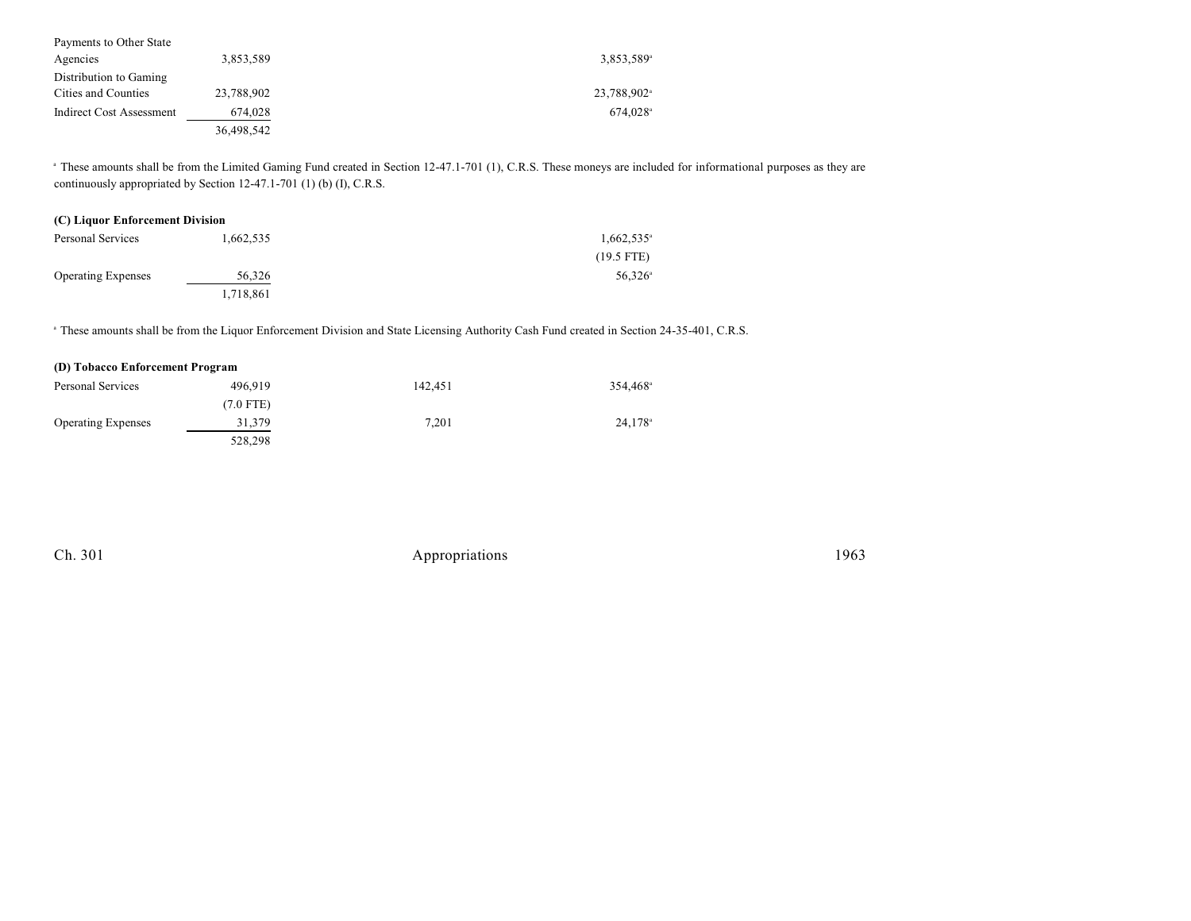| | | | |
|---|---|---|---|
| Payments to Other State Agencies | 3,853,589 | | 3,853,589[a] |
| Distribution to Gaming Cities and Counties | 23,788,902 | | 23,788,902[a] |
| Indirect Cost Assessment | 674,028 | | 674,028[a] |
| | 36,498,542 | | |

[a] These amounts shall be from the Limited Gaming Fund created in Section 12-47.1-701 (1), C.R.S. These moneys are included for informational purposes as they are continuously appropriated by Section 12-47.1-701 (1) (b) (I), C.R.S.

**(C) Liquor Enforcement Division**

| | | | |
|---|---|---|---|
| Personal Services | 1,662,535 | | 1,662,535[a] |
| | | | (19.5 FTE) |
| Operating Expenses | 56,326 | | 56,326[a] |
| | 1,718,861 | | |

[a] These amounts shall be from the Liquor Enforcement Division and State Licensing Authority Cash Fund created in Section 24-35-401, C.R.S.

**(D) Tobacco Enforcement Program**

| | | | |
|---|---|---|---|
| Personal Services | 496,919 | 142,451 | 354,468[a] |
| | (7.0 FTE) | | |
| Operating Expenses | 31,379 | 7,201 | 24,178[a] |
| | 528,298 | | |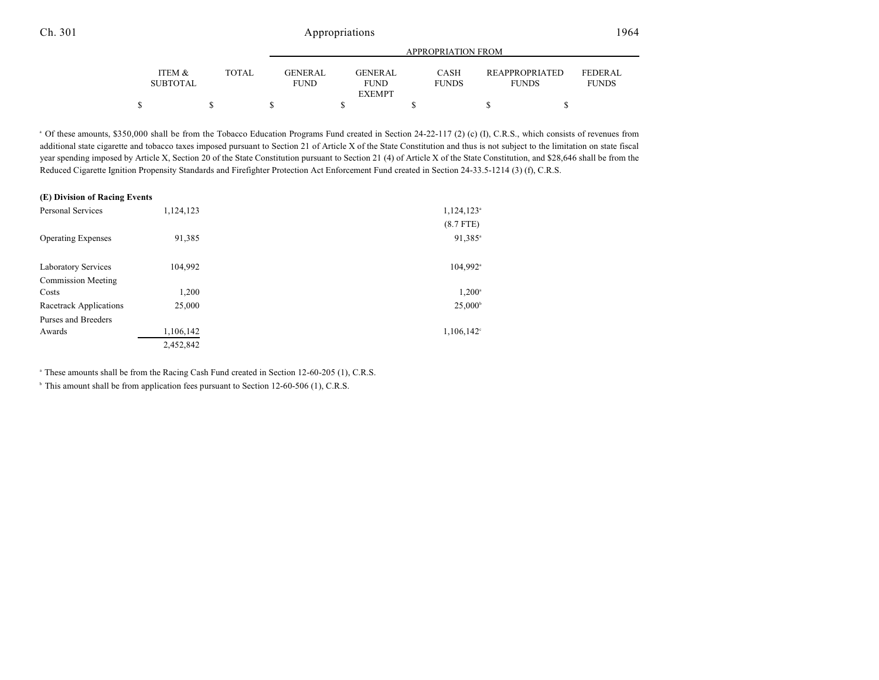| | ITEM & SUBTOTAL | TOTAL | GENERAL FUND | GENERAL FUND EXEMPT | CASH FUNDS | REAPPROPRIATED FUNDS | FEDERAL FUNDS |
|---|---|---|---|---|---|---|---|
| | $ | $ | $ | $ | $ | $ | $ |

[a] Of these amounts, $350,000 shall be from the Tobacco Education Programs Fund created in Section 24-22-117 (2) (c) (I), C.R.S., which consists of revenues from additional state cigarette and tobacco taxes imposed pursuant to Section 21 of Article X of the State Constitution and thus is not subject to the limitation on state fiscal year spending imposed by Article X, Section 20 of the State Constitution pursuant to Section 21 (4) of Article X of the State Constitution, and $28,646 shall be from the Reduced Cigarette Ignition Propensity Standards and Firefighter Protection Act Enforcement Fund created in Section 24-33.5-1214 (3) (f), C.R.S.

**(E) Division of Racing Events**

| | ITEM & SUBTOTAL | TOTAL | GENERAL FUND | GENERAL FUND EXEMPT | CASH FUNDS | REAPPROPRIATED FUNDS | FEDERAL FUNDS |
|---|---|---|---|---|---|---|---|
| Personal Services | 1,124,123 | | | | 1,124,123[a] | | |
| | | | | | (8.7 FTE) | | |
| Operating Expenses | 91,385 | | | | 91,385[a] | | |
| Laboratory Services | 104,992 | | | | 104,992[a] | | |
| Commission Meeting Costs | 1,200 | | | | 1,200[a] | | |
| Racetrack Applications | 25,000 | | | | 25,000[b] | | |
| Purses and Breeders Awards | 1,106,142 | | | | 1,106,142[c] | | |
| | 2,452,842 | | | | | | |

[a] These amounts shall be from the Racing Cash Fund created in Section 12-60-205 (1), C.R.S.

[b] This amount shall be from application fees pursuant to Section 12-60-506 (1), C.R.S.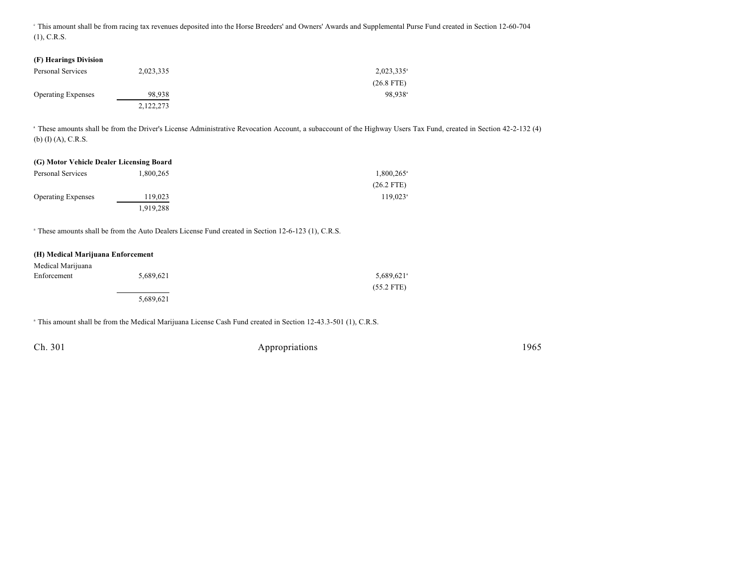[c] This amount shall be from racing tax revenues deposited into the Horse Breeders' and Owners' Awards and Supplemental Purse Fund created in Section 12-60-704 (1), C.R.S.

**(F) Hearings Division**

| | | |
|---|---|---|
| Personal Services | 2,023,335 | 2,023,335[a] |
| | | (26.8 FTE) |
| Operating Expenses | 98,938 | 98,938[a] |
| | 2,122,273 | |

[a] These amounts shall be from the Driver's License Administrative Revocation Account, a subaccount of the Highway Users Tax Fund, created in Section 42-2-132 (4) (b) (I) (A), C.R.S.

**(G) Motor Vehicle Dealer Licensing Board**

| | | |
|---|---|---|
| Personal Services | 1,800,265 | 1,800,265[a] |
| | | (26.2 FTE) |
| Operating Expenses | 119,023 | 119,023[a] |
| | 1,919,288 | |

[a] These amounts shall be from the Auto Dealers License Fund created in Section 12-6-123 (1), C.R.S.

**(H) Medical Marijuana Enforcement**

| | | |
|---|---|---|
| Medical Marijuana Enforcement | 5,689,621 | 5,689,621[a] |
| | | (55.2 FTE) |
| | 5,689,621 | |

[a] This amount shall be from the Medical Marijuana License Cash Fund created in Section 12-43.3-501 (1), C.R.S.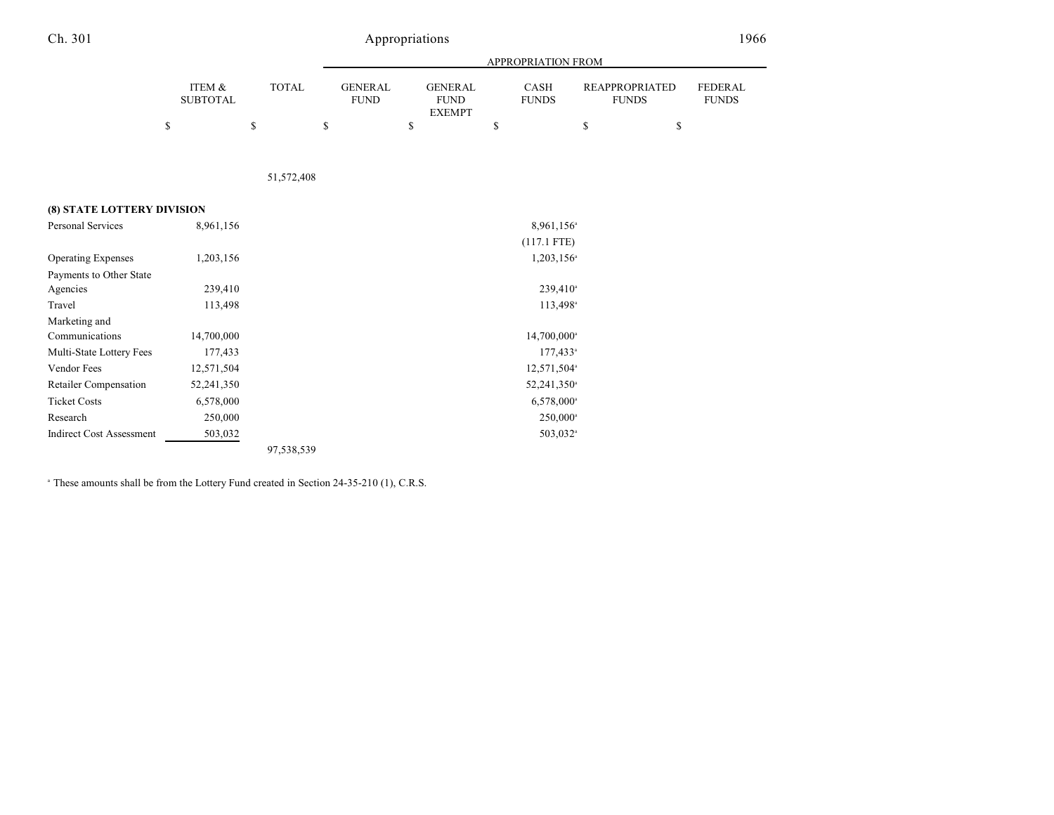| | ITEM & SUBTOTAL | TOTAL | APPROPRIATION FROM GENERAL FUND | GENERAL FUND EXEMPT | CASH FUNDS | REAPPROPRIATED FUNDS | FEDERAL FUNDS |
|---|---|---|---|---|---|---|---|
| | $ | $ | $ | $ | $ | $ | $ |
| | | 51,572,408 | | | | | |
| **(8) STATE LOTTERY DIVISION** | | | | | | | |
| Personal Services | 8,961,156 | | | | 8,961,156[a] (117.1 FTE) | | |
| Operating Expenses | 1,203,156 | | | | 1,203,156[a] | | |
| Payments to Other State Agencies | 239,410 | | | | 239,410[a] | | |
| Travel | 113,498 | | | | 113,498[a] | | |
| Marketing and Communications | 14,700,000 | | | | 14,700,000[a] | | |
| Multi-State Lottery Fees | 177,433 | | | | 177,433[a] | | |
| Vendor Fees | 12,571,504 | | | | 12,571,504[a] | | |
| Retailer Compensation | 52,241,350 | | | | 52,241,350[a] | | |
| Ticket Costs | 6,578,000 | | | | 6,578,000[a] | | |
| Research | 250,000 | | | | 250,000[a] | | |
| Indirect Cost Assessment | 503,032 | | | | 503,032[a] | | |
| | | 97,538,539 | | | | | |

[a] These amounts shall be from the Lottery Fund created in Section 24-35-210 (1), C.R.S.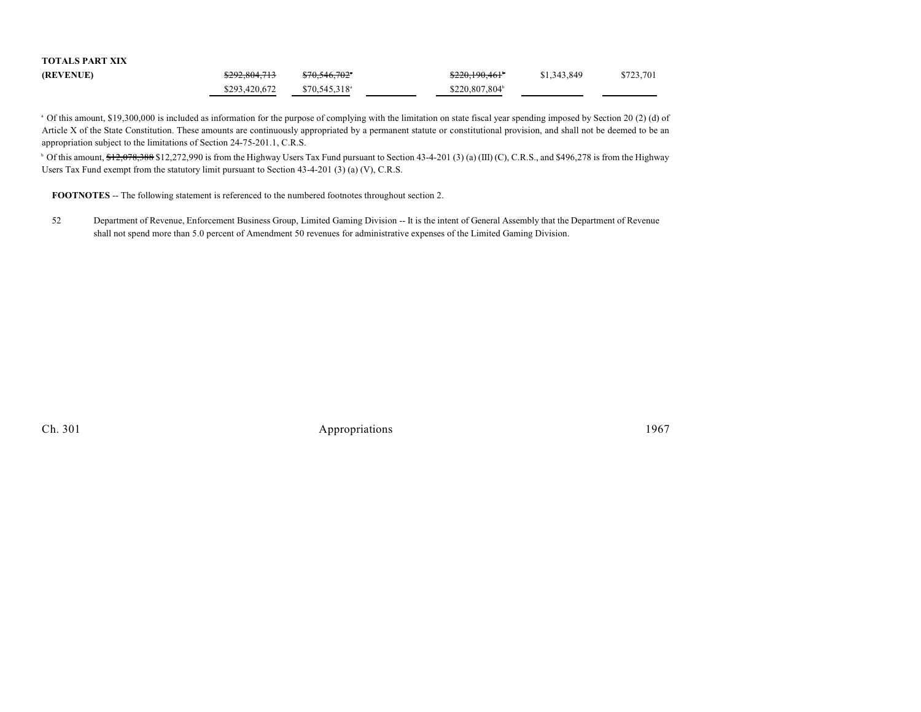**TOTALS PART XIX**

| | | | | | | |
|---|---|---|---|---|---|---|
| **(REVENUE)** | ~~$292,804,713~~ | ~~$70,546,702~~[a] | | ~~$220,190,461~~[b] | $1,343,849 | $723,701 |
| | $293,420,672 | $70,545,318[a] | | $220,807,804[b] | | |

[a] Of this amount, $19,300,000 is included as information for the purpose of complying with the limitation on state fiscal year spending imposed by Section 20 (2) (d) of Article X of the State Constitution. These amounts are continuously appropriated by a permanent statute or constitutional provision, and shall not be deemed to be an appropriation subject to the limitations of Section 24-75-201.1, C.R.S.

[b] Of this amount, ~~$12,078,388~~ $12,272,990 is from the Highway Users Tax Fund pursuant to Section 43-4-201 (3) (a) (III) (C), C.R.S., and $496,278 is from the Highway Users Tax Fund exempt from the statutory limit pursuant to Section 43-4-201 (3) (a) (V), C.R.S.

**FOOTNOTES** -- The following statement is referenced to the numbered footnotes throughout section 2.

52 Department of Revenue, Enforcement Business Group, Limited Gaming Division -- It is the intent of General Assembly that the Department of Revenue shall not spend more than 5.0 percent of Amendment 50 revenues for administrative expenses of the Limited Gaming Division.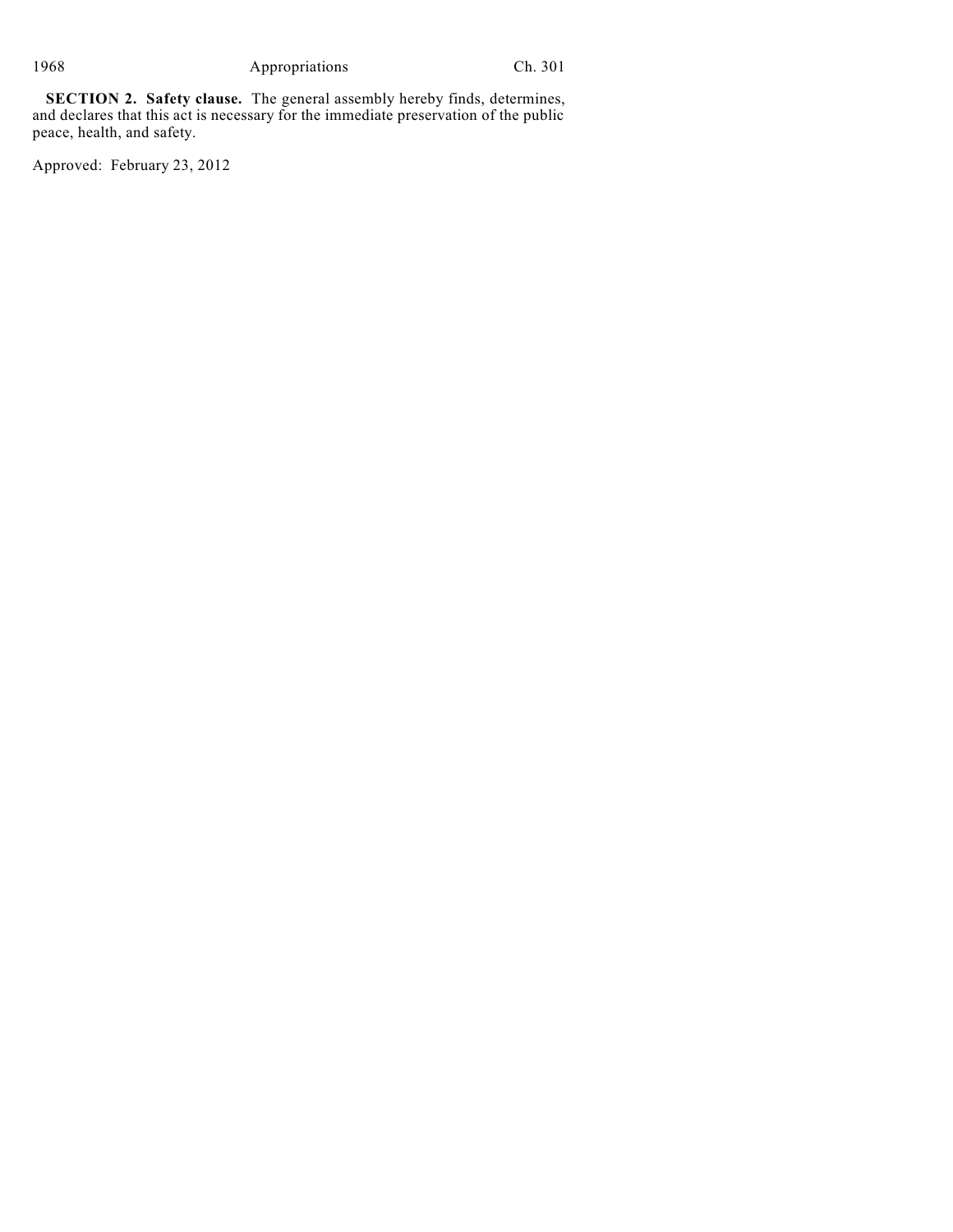**SECTION 2. Safety clause.** The general assembly hereby finds, determines, and declares that this act is necessary for the immediate preservation of the public peace, health, and safety.

Approved: February 23, 2012